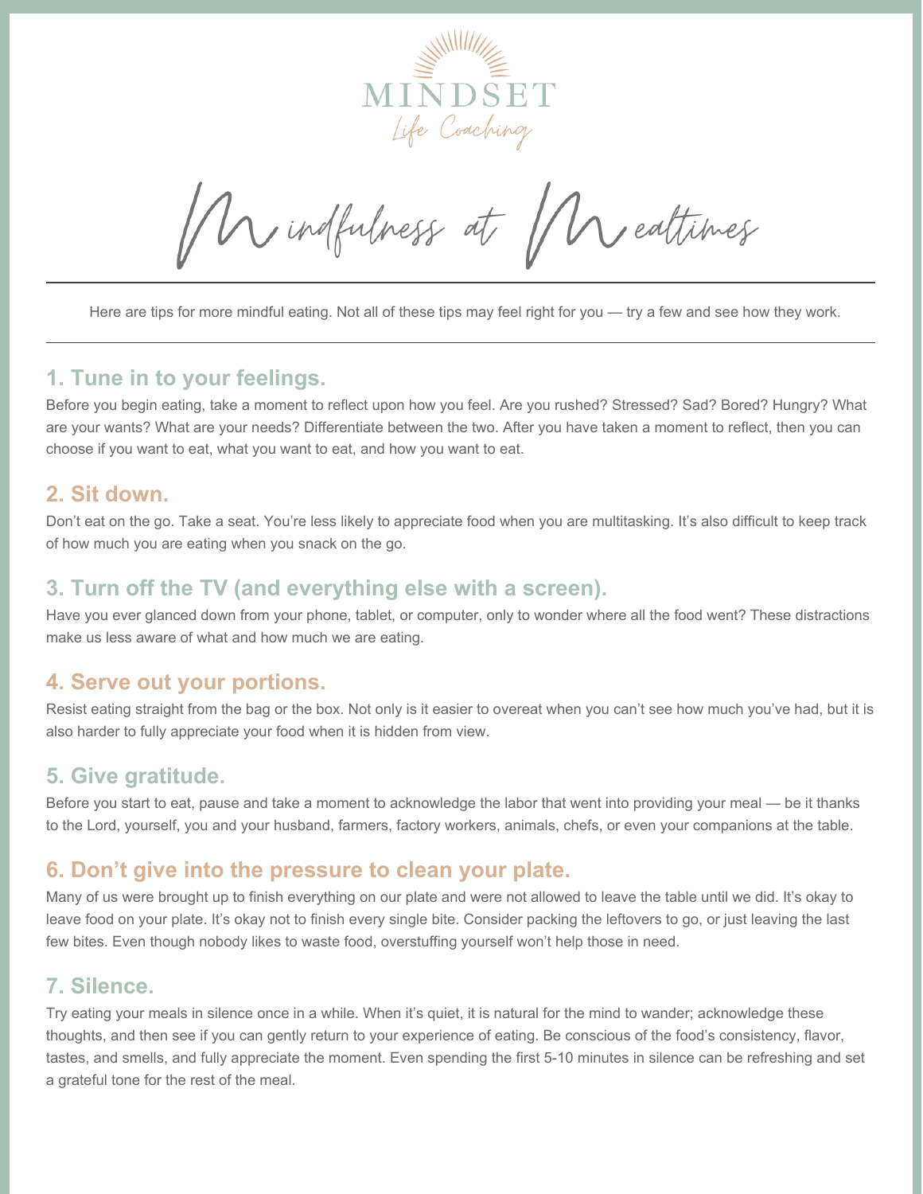MINDSET

*Life Coaching*

# Mindfulness at Mealtimes

Here are tips for more mindful eating. Not all of these tips may feel right for you — try a few and see how they work.

## 1. Tune in to your feelings.

Before you begin eating, take a moment to reflect upon how you feel. Are you rushed? Stressed? Sad? Bored? Hungry? What are your wants? What are your needs? Differentiate between the two. After you have taken a moment to reflect, then you can choose if you want to eat, what you want to eat, and how you want to eat.

## 2. Sit down.

Don't eat on the go. Take a seat. You're less likely to appreciate food when you are multitasking. It's also difficult to keep track of how much you are eating when you snack on the go.

## 3. Turn off the TV (and everything else with a screen).

Have you ever glanced down from your phone, tablet, or computer, only to wonder where all the food went? These distractions make us less aware of what and how much we are eating.

## 4. Serve out your portions.

Resist eating straight from the bag or the box. Not only is it easier to overeat when you can't see how much you've had, but it is also harder to fully appreciate your food when it is hidden from view.

## 5. Give gratitude.

Before you start to eat, pause and take a moment to acknowledge the labor that went into providing your meal — be it thanks to the Lord, yourself, you and your husband, farmers, factory workers, animals, chefs, or even your companions at the table.

## 6. Don't give into the pressure to clean your plate.

Many of us were brought up to finish everything on our plate and were not allowed to leave the table until we did. It's okay to leave food on your plate. It's okay not to finish every single bite. Consider packing the leftovers to go, or just leaving the last few bites. Even though nobody likes to waste food, overstuffing yourself won't help those in need.

## 7. Silence.

Try eating your meals in silence once in a while. When it's quiet, it is natural for the mind to wander; acknowledge these thoughts, and then see if you can gently return to your experience of eating. Be conscious of the food's consistency, flavor, tastes, and smells, and fully appreciate the moment. Even spending the first 5-10 minutes in silence can be refreshing and set a grateful tone for the rest of the meal.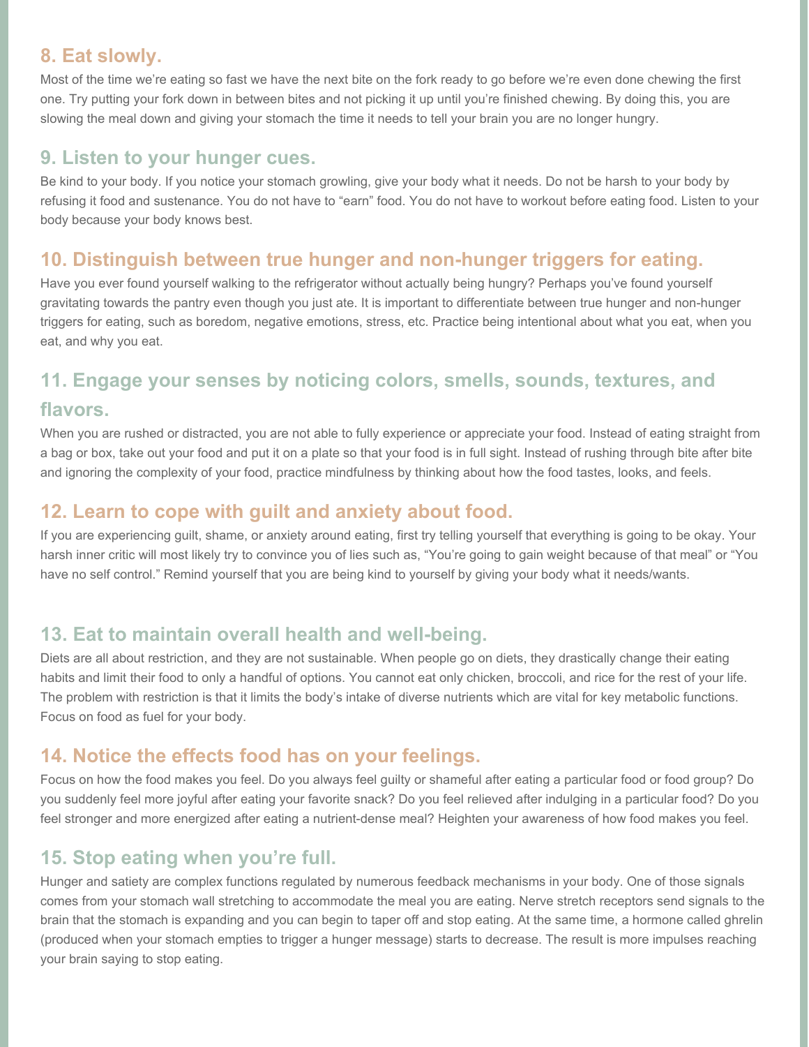## 8. Eat slowly.

Most of the time we're eating so fast we have the next bite on the fork ready to go before we're even done chewing the first one. Try putting your fork down in between bites and not picking it up until you're finished chewing. By doing this, you are slowing the meal down and giving your stomach the time it needs to tell your brain you are no longer hungry.

## 9. Listen to your hunger cues.

Be kind to your body. If you notice your stomach growling, give your body what it needs. Do not be harsh to your body by refusing it food and sustenance. You do not have to "earn" food. You do not have to workout before eating food. Listen to your body because your body knows best.

## 10. Distinguish between true hunger and non-hunger triggers for eating.

Have you ever found yourself walking to the refrigerator without actually being hungry? Perhaps you've found yourself gravitating towards the pantry even though you just ate. It is important to differentiate between true hunger and non-hunger triggers for eating, such as boredom, negative emotions, stress, etc. Practice being intentional about what you eat, when you eat, and why you eat.

## 11. Engage your senses by noticing colors, smells, sounds, textures, and flavors.

When you are rushed or distracted, you are not able to fully experience or appreciate your food. Instead of eating straight from a bag or box, take out your food and put it on a plate so that your food is in full sight. Instead of rushing through bite after bite and ignoring the complexity of your food, practice mindfulness by thinking about how the food tastes, looks, and feels.

## 12. Learn to cope with guilt and anxiety about food.

If you are experiencing guilt, shame, or anxiety around eating, first try telling yourself that everything is going to be okay. Your harsh inner critic will most likely try to convince you of lies such as, "You're going to gain weight because of that meal" or "You have no self control." Remind yourself that you are being kind to yourself by giving your body what it needs/wants.

## 13. Eat to maintain overall health and well-being.

Diets are all about restriction, and they are not sustainable. When people go on diets, they drastically change their eating habits and limit their food to only a handful of options. You cannot eat only chicken, broccoli, and rice for the rest of your life. The problem with restriction is that it limits the body's intake of diverse nutrients which are vital for key metabolic functions. Focus on food as fuel for your body.

## 14. Notice the effects food has on your feelings.

Focus on how the food makes you feel. Do you always feel guilty or shameful after eating a particular food or food group? Do you suddenly feel more joyful after eating your favorite snack? Do you feel relieved after indulging in a particular food? Do you feel stronger and more energized after eating a nutrient-dense meal? Heighten your awareness of how food makes you feel.

## 15. Stop eating when you're full.

Hunger and satiety are complex functions regulated by numerous feedback mechanisms in your body. One of those signals comes from your stomach wall stretching to accommodate the meal you are eating. Nerve stretch receptors send signals to the brain that the stomach is expanding and you can begin to taper off and stop eating. At the same time, a hormone called ghrelin (produced when your stomach empties to trigger a hunger message) starts to decrease. The result is more impulses reaching your brain saying to stop eating.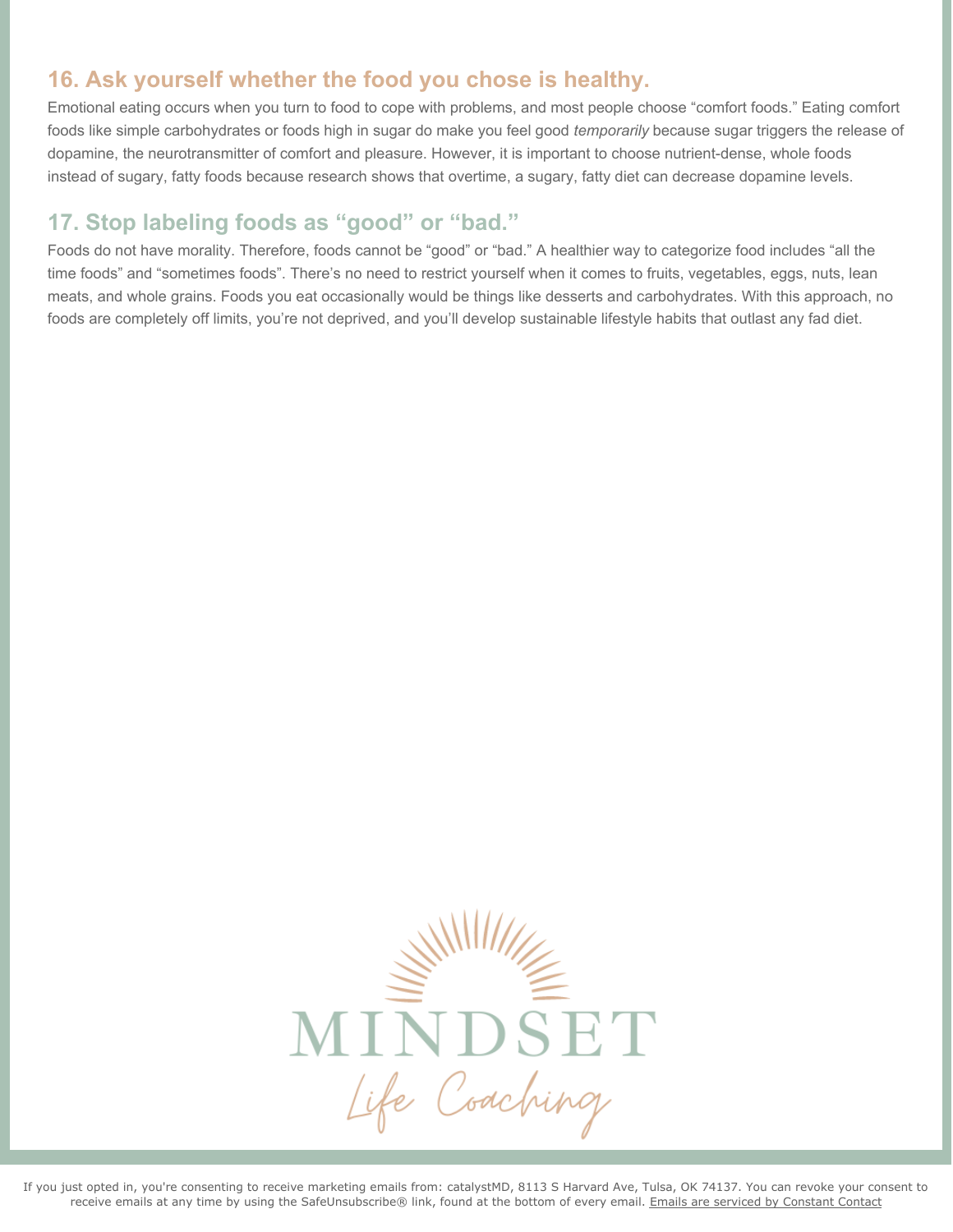## 16. Ask yourself whether the food you chose is healthy.

Emotional eating occurs when you turn to food to cope with problems, and most people choose "comfort foods." Eating comfort foods like simple carbohydrates or foods high in sugar do make you feel good *temporarily* because sugar triggers the release of dopamine, the neurotransmitter of comfort and pleasure. However, it is important to choose nutrient-dense, whole foods instead of sugary, fatty foods because research shows that overtime, a sugary, fatty diet can decrease dopamine levels.

## 17. Stop labeling foods as "good" or "bad."

Foods do not have morality. Therefore, foods cannot be "good" or "bad." A healthier way to categorize food includes "all the time foods" and "sometimes foods". There's no need to restrict yourself when it comes to fruits, vegetables, eggs, nuts, lean meats, and whole grains. Foods you eat occasionally would be things like desserts and carbohydrates. With this approach, no foods are completely off limits, you're not deprived, and you'll develop sustainable lifestyle habits that outlast any fad diet.

MINDSET
Life Coaching

If you just opted in, you're consenting to receive marketing emails from: catalystMD, 8113 S Harvard Ave, Tulsa, OK 74137. You can revoke your consent to receive emails at any time by using the SafeUnsubscribe® link, found at the bottom of every email. Emails are serviced by Constant Contact